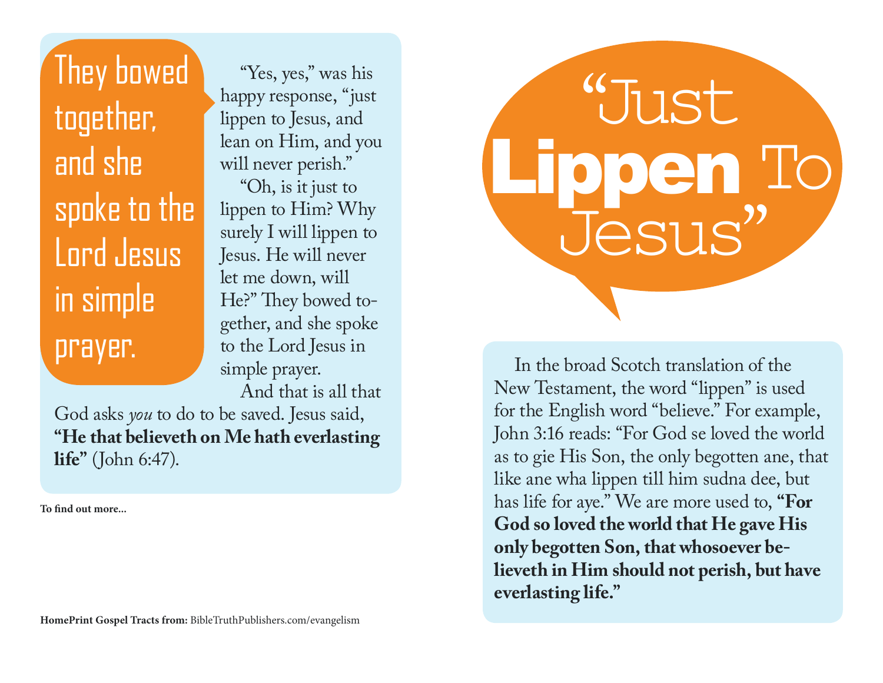# "Just Lippen To Jesus"

In the broad Scotch translation of the New Testament, the word "lippen" is used for the English word "believe." For example, John 3:16 reads: "For God se loved the world as to gie His Son, the only begotten ane, that like ane wha lippen till him sudna dee, but has life for aye." We are more used to, **"For God so loved the world that He gave His only begotten Son, that whosoever believeth in Him should not perish, but have everlasting life."**

---

> They bowed together, and she spoke to the Lord Jesus in simple prayer.

"Yes, yes," was his happy response, "just lippen to Jesus, and lean on Him, and you will never perish."

"Oh, is it just to lippen to Him? Why surely I will lippen to Jesus. He will never let me down, will He?" They bowed together, and she spoke to the Lord Jesus in simple prayer.

And that is all that God asks *you* to do to be saved. Jesus said, **"He that believeth on Me hath everlasting life"** (John 6:47).

**To find out more...**

**HomePrint Gospel Tracts from:** BibleTruthPublishers.com/evangelism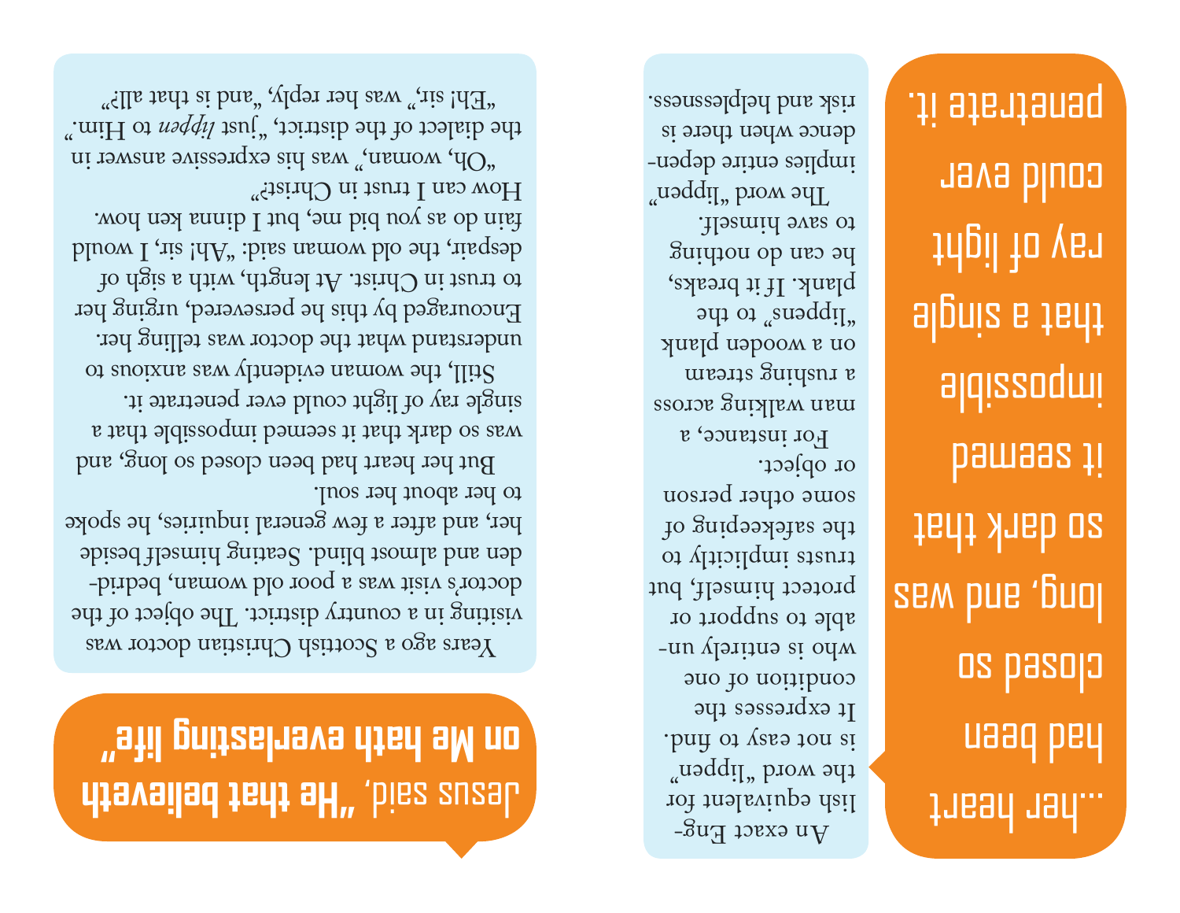Years ago a Scottish Christian doctor was visiting in a country district. The object of the doctor's visit was a poor old woman, bedridden and almost blind. Seating himself beside her, and after a few general inquiries, he spoke to her about her soul.

But her heart had been closed so long, and was so dark that it seemed impossible that a single ray of light could ever penetrate it.

Still, the woman evidently was anxious to understand what the doctor was telling her. Encouraged by this he persevered, urging her to trust in Christ. At length, with a sigh of despair, the old woman said: "Ah! sir, I would fain do as you bid me, but I dinna ken how. How can I trust in Christ?"

"Oh, woman," was his expressive answer in the dialect of the district, "just *lippen* to Him."

"Eh! sir," was her reply, "and is that all?"

**Jesus said, "He that believeth on Me hath everlasting life"**

**...her heart had been closed so long, and was so dark that it seemed impossible that a single ray of light could ever penetrate it.**

An exact English equivalent for the word "lippen" is not easy to find. It expresses the condition of one who is entirely unable to support or protect himself, but trusts implicitly to the safekeeping of some other person or object.

For instance, a man walking across a rushing stream on a wooden plank "lippens" to the plank. If it breaks, he can do nothing to save himself.

The word "lippen" implies entire dependence when there is risk and helplessness.